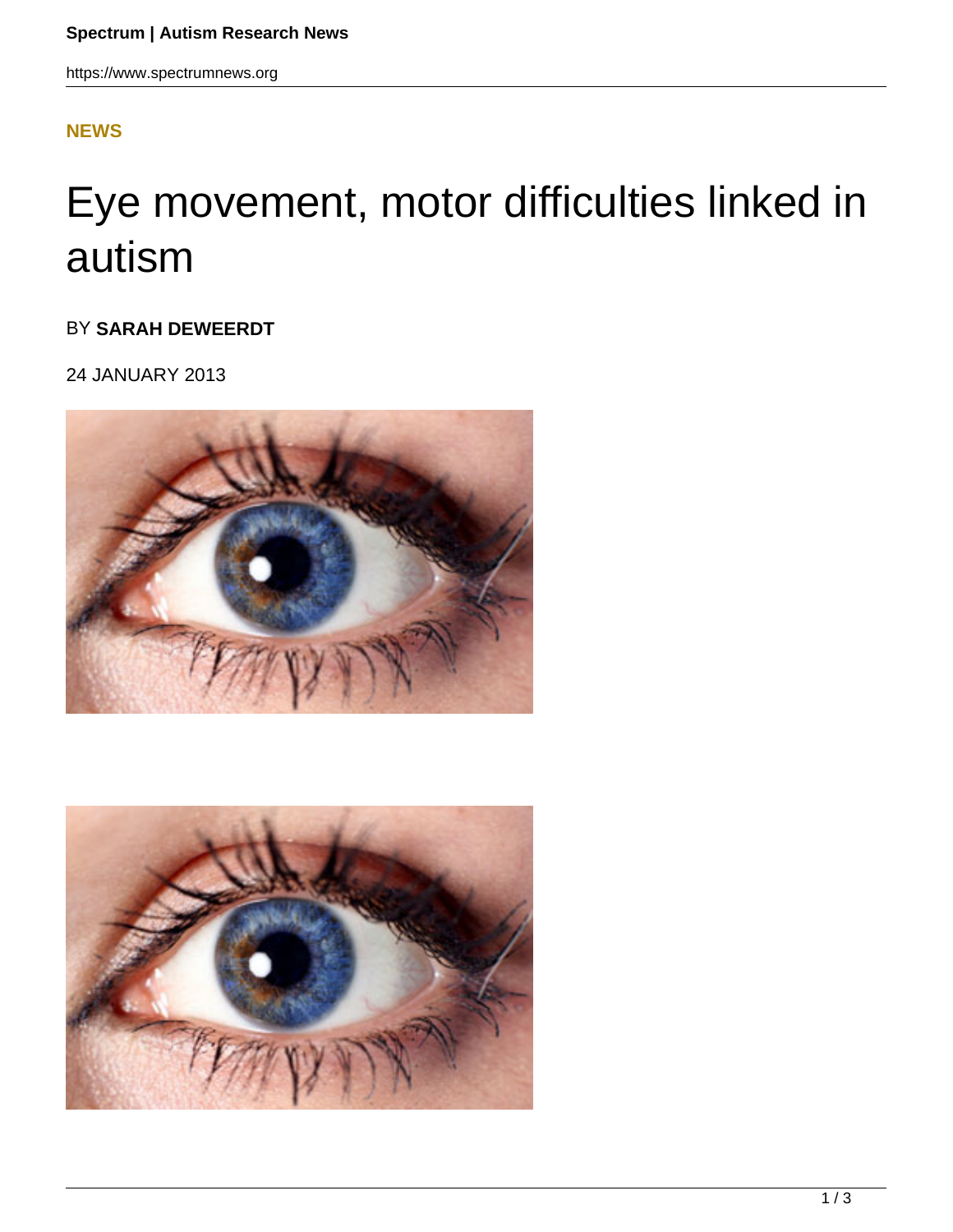**NEWS**

# Eye movement, motor difficulties linked in autism

BY **SARAH DEWEERDT**

24 JANUARY 2013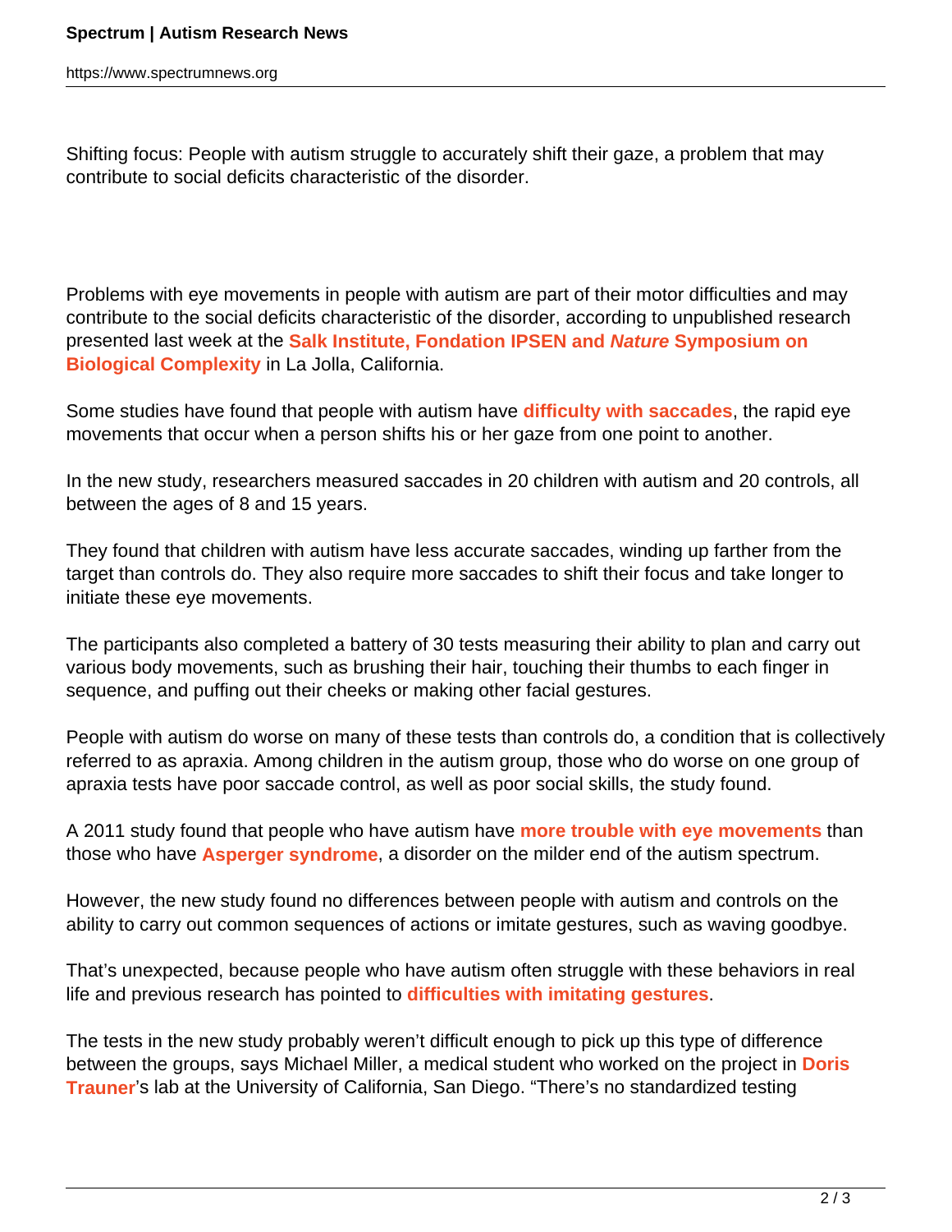Shifting focus: People with autism struggle to accurately shift their gaze, a problem that may contribute to social deficits characteristic of the disorder.

Problems with eye movements in people with autism are part of their motor difficulties and may contribute to the social deficits characteristic of the disorder, according to unpublished research presented last week at the **Salk Institute, Fondation IPSEN and *Nature* Symposium on Biological Complexity** in La Jolla, California.

Some studies have found that people with autism have **difficulty with saccades**, the rapid eye movements that occur when a person shifts his or her gaze from one point to another.

In the new study, researchers measured saccades in 20 children with autism and 20 controls, all between the ages of 8 and 15 years.

They found that children with autism have less accurate saccades, winding up farther from the target than controls do. They also require more saccades to shift their focus and take longer to initiate these eye movements.

The participants also completed a battery of 30 tests measuring their ability to plan and carry out various body movements, such as brushing their hair, touching their thumbs to each finger in sequence, and puffing out their cheeks or making other facial gestures.

People with autism do worse on many of these tests than controls do, a condition that is collectively referred to as apraxia. Among children in the autism group, those who do worse on one group of apraxia tests have poor saccade control, as well as poor social skills, the study found.

A 2011 study found that people who have autism have **more trouble with eye movements** than those who have **Asperger syndrome**, a disorder on the milder end of the autism spectrum.

However, the new study found no differences between people with autism and controls on the ability to carry out common sequences of actions or imitate gestures, such as waving goodbye.

That's unexpected, because people who have autism often struggle with these behaviors in real life and previous research has pointed to **difficulties with imitating gestures**.

The tests in the new study probably weren't difficult enough to pick up this type of difference between the groups, says Michael Miller, a medical student who worked on the project in **Doris Trauner**'s lab at the University of California, San Diego. "There's no standardized testing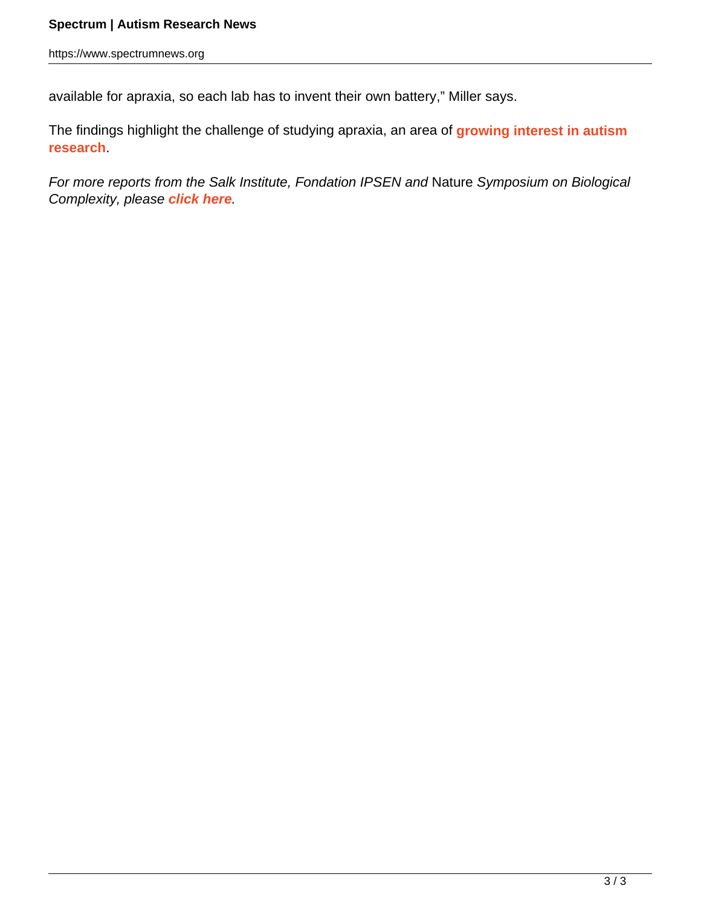available for apraxia, so each lab has to invent their own battery," Miller says.

The findings highlight the challenge of studying apraxia, an area of **growing interest in autism research**.

*For more reports from the Salk Institute, Fondation IPSEN and* Nature *Symposium on Biological Complexity, please* ***click here****.*